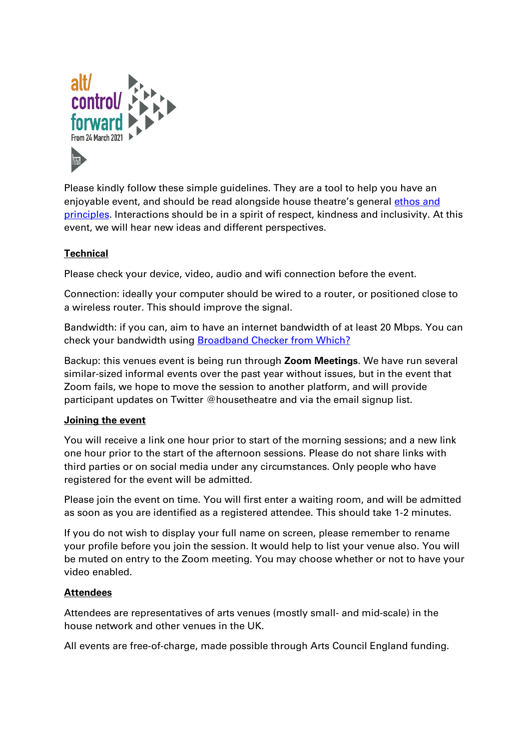alt/
control/
forward
From 24 March 2021

Please kindly follow these simple guidelines. They are a tool to help you have an enjoyable event, and should be read alongside house theatre's general ethos and principles. Interactions should be in a spirit of respect, kindness and inclusivity. At this event, we will hear new ideas and different perspectives.

## Technical

Please check your device, video, audio and wifi connection before the event.

Connection: ideally your computer should be wired to a router, or positioned close to a wireless router. This should improve the signal.

Bandwidth: if you can, aim to have an internet bandwidth of at least 20 Mbps. You can check your bandwidth using Broadband Checker from Which?

Backup: this venues event is being run through **Zoom Meetings**. We have run several similar-sized informal events over the past year without issues, but in the event that Zoom fails, we hope to move the session to another platform, and will provide participant updates on Twitter @housetheatre and via the email signup list.

## Joining the event

You will receive a link one hour prior to start of the morning sessions; and a new link one hour prior to the start of the afternoon sessions. Please do not share links with third parties or on social media under any circumstances. Only people who have registered for the event will be admitted.

Please join the event on time. You will first enter a waiting room, and will be admitted as soon as you are identified as a registered attendee. This should take 1-2 minutes.

If you do not wish to display your full name on screen, please remember to rename your profile before you join the session. It would help to list your venue also. You will be muted on entry to the Zoom meeting. You may choose whether or not to have your video enabled.

## Attendees

Attendees are representatives of arts venues (mostly small- and mid-scale) in the house network and other venues in the UK.

All events are free-of-charge, made possible through Arts Council England funding.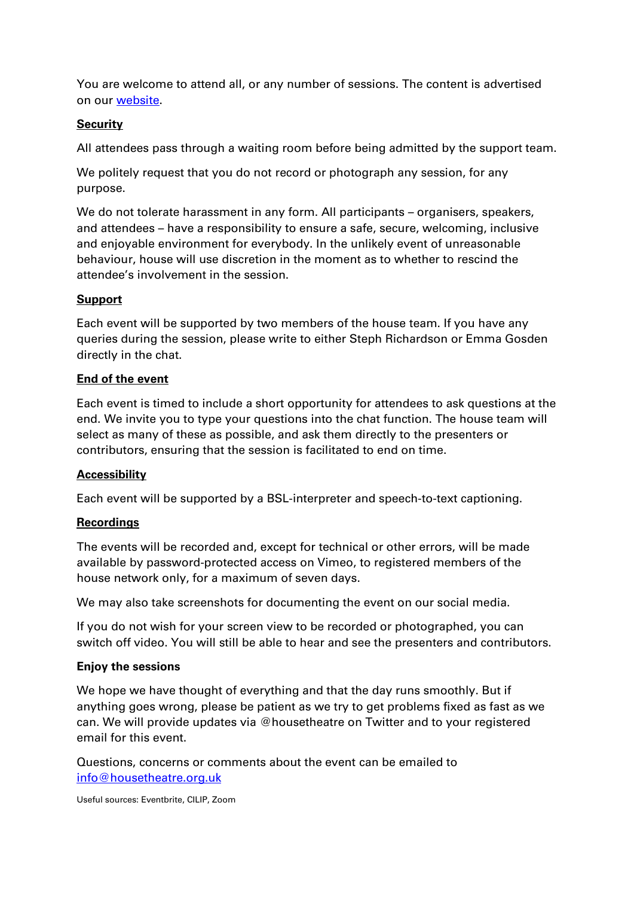You are welcome to attend all, or any number of sessions. The content is advertised on our [website](website).

**Security**

All attendees pass through a waiting room before being admitted by the support team.

We politely request that you do not record or photograph any session, for any purpose.

We do not tolerate harassment in any form. All participants – organisers, speakers, and attendees – have a responsibility to ensure a safe, secure, welcoming, inclusive and enjoyable environment for everybody. In the unlikely event of unreasonable behaviour, house will use discretion in the moment as to whether to rescind the attendee's involvement in the session.

**Support**

Each event will be supported by two members of the house team. If you have any queries during the session, please write to either Steph Richardson or Emma Gosden directly in the chat.

**End of the event**

Each event is timed to include a short opportunity for attendees to ask questions at the end. We invite you to type your questions into the chat function. The house team will select as many of these as possible, and ask them directly to the presenters or contributors, ensuring that the session is facilitated to end on time.

**Accessibility**

Each event will be supported by a BSL-interpreter and speech-to-text captioning.

**Recordings**

The events will be recorded and, except for technical or other errors, will be made available by password-protected access on Vimeo, to registered members of the house network only, for a maximum of seven days.

We may also take screenshots for documenting the event on our social media.

If you do not wish for your screen view to be recorded or photographed, you can switch off video. You will still be able to hear and see the presenters and contributors.

**Enjoy the sessions**

We hope we have thought of everything and that the day runs smoothly. But if anything goes wrong, please be patient as we try to get problems fixed as fast as we can. We will provide updates via @housetheatre on Twitter and to your registered email for this event.

Questions, concerns or comments about the event can be emailed to info@housetheatre.org.uk

Useful sources: Eventbrite, CILIP, Zoom